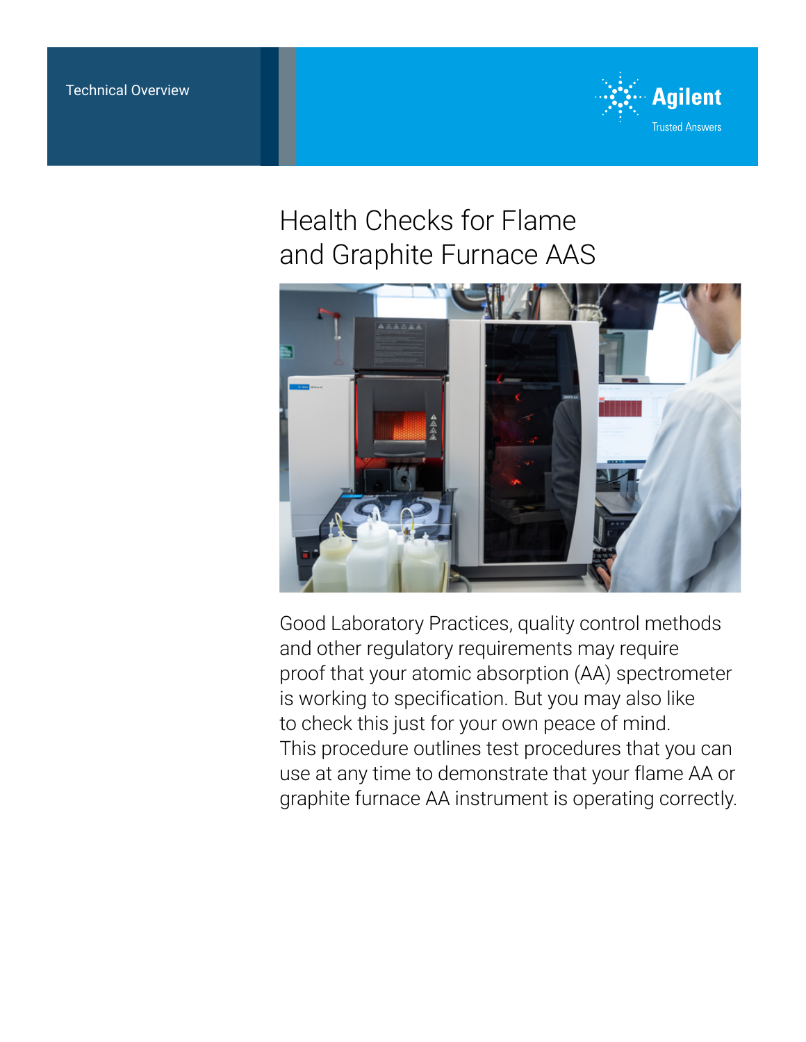Technical Overview

# Health Checks for Flame and Graphite Furnace AAS

Good Laboratory Practices, quality control methods and other regulatory requirements may require proof that your atomic absorption (AA) spectrometer is working to specification. But you may also like to check this just for your own peace of mind. This procedure outlines test procedures that you can use at any time to demonstrate that your flame AA or graphite furnace AA instrument is operating correctly.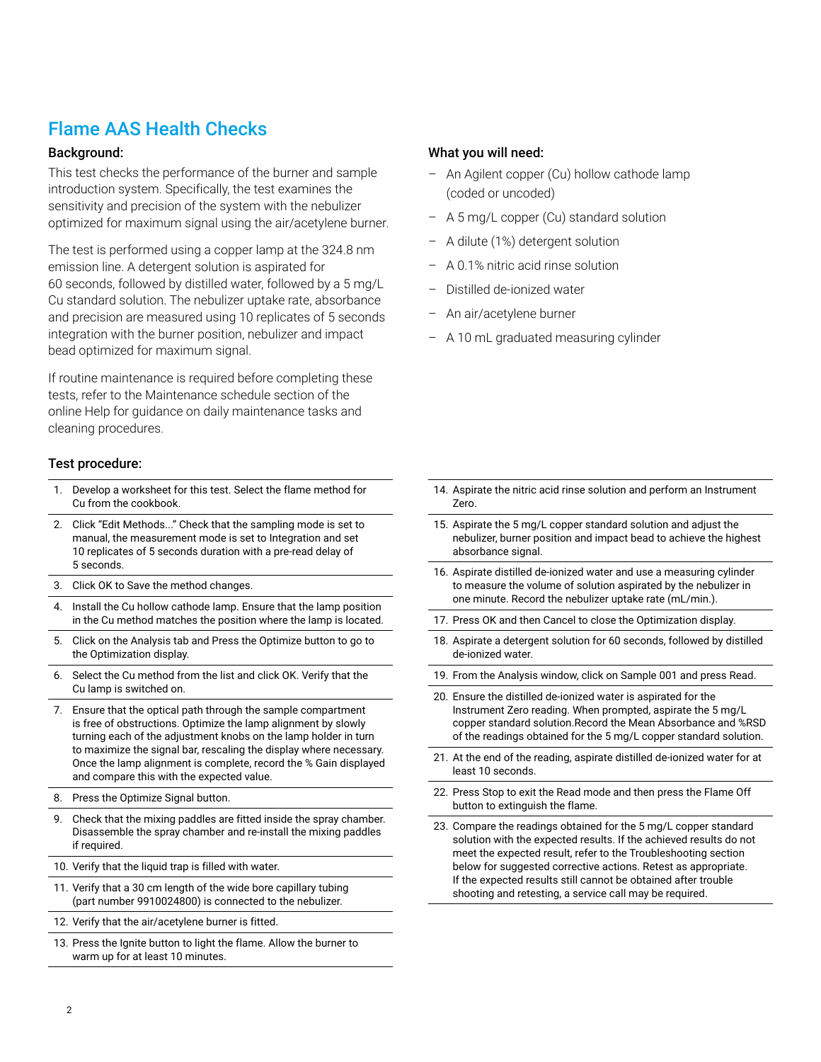# Flame AAS Health Checks

## Background:

This test checks the performance of the burner and sample introduction system. Specifically, the test examines the sensitivity and precision of the system with the nebulizer optimized for maximum signal using the air/acetylene burner.

The test is performed using a copper lamp at the 324.8 nm emission line. A detergent solution is aspirated for 60 seconds, followed by distilled water, followed by a 5 mg/L Cu standard solution. The nebulizer uptake rate, absorbance and precision are measured using 10 replicates of 5 seconds integration with the burner position, nebulizer and impact bead optimized for maximum signal.

If routine maintenance is required before completing these tests, refer to the Maintenance schedule section of the online Help for guidance on daily maintenance tasks and cleaning procedures.

## What you will need:

- An Agilent copper (Cu) hollow cathode lamp (coded or uncoded)
- A 5 mg/L copper (Cu) standard solution
- A dilute (1%) detergent solution
- A 0.1% nitric acid rinse solution
- Distilled de-ionized water
- An air/acetylene burner
- A 10 mL graduated measuring cylinder

## Test procedure:

1. Develop a worksheet for this test. Select the flame method for Cu from the cookbook.
2. Click "Edit Methods..." Check that the sampling mode is set to manual, the measurement mode is set to Integration and set 10 replicates of 5 seconds duration with a pre-read delay of 5 seconds.
3. Click OK to Save the method changes.
4. Install the Cu hollow cathode lamp. Ensure that the lamp position in the Cu method matches the position where the lamp is located.
5. Click on the Analysis tab and Press the Optimize button to go to the Optimization display.
6. Select the Cu method from the list and click OK. Verify that the Cu lamp is switched on.
7. Ensure that the optical path through the sample compartment is free of obstructions. Optimize the lamp alignment by slowly turning each of the adjustment knobs on the lamp holder in turn to maximize the signal bar, rescaling the display where necessary. Once the lamp alignment is complete, record the % Gain displayed and compare this with the expected value.
8. Press the Optimize Signal button.
9. Check that the mixing paddles are fitted inside the spray chamber. Disassemble the spray chamber and re-install the mixing paddles if required.
10. Verify that the liquid trap is filled with water.
11. Verify that a 30 cm length of the wide bore capillary tubing (part number 9910024800) is connected to the nebulizer.
12. Verify that the air/acetylene burner is fitted.
13. Press the Ignite button to light the flame. Allow the burner to warm up for at least 10 minutes.
14. Aspirate the nitric acid rinse solution and perform an Instrument Zero.
15. Aspirate the 5 mg/L copper standard solution and adjust the nebulizer, burner position and impact bead to achieve the highest absorbance signal.
16. Aspirate distilled de-ionized water and use a measuring cylinder to measure the volume of solution aspirated by the nebulizer in one minute. Record the nebulizer uptake rate (mL/min.).
17. Press OK and then Cancel to close the Optimization display.
18. Aspirate a detergent solution for 60 seconds, followed by distilled de-ionized water.
19. From the Analysis window, click on Sample 001 and press Read.
20. Ensure the distilled de-ionized water is aspirated for the Instrument Zero reading. When prompted, aspirate the 5 mg/L copper standard solution.Record the Mean Absorbance and %RSD of the readings obtained for the 5 mg/L copper standard solution.
21. At the end of the reading, aspirate distilled de-ionized water for at least 10 seconds.
22. Press Stop to exit the Read mode and then press the Flame Off button to extinguish the flame.
23. Compare the readings obtained for the 5 mg/L copper standard solution with the expected results. If the achieved results do not meet the expected result, refer to the Troubleshooting section below for suggested corrective actions. Retest as appropriate. If the expected results still cannot be obtained after trouble shooting and retesting, a service call may be required.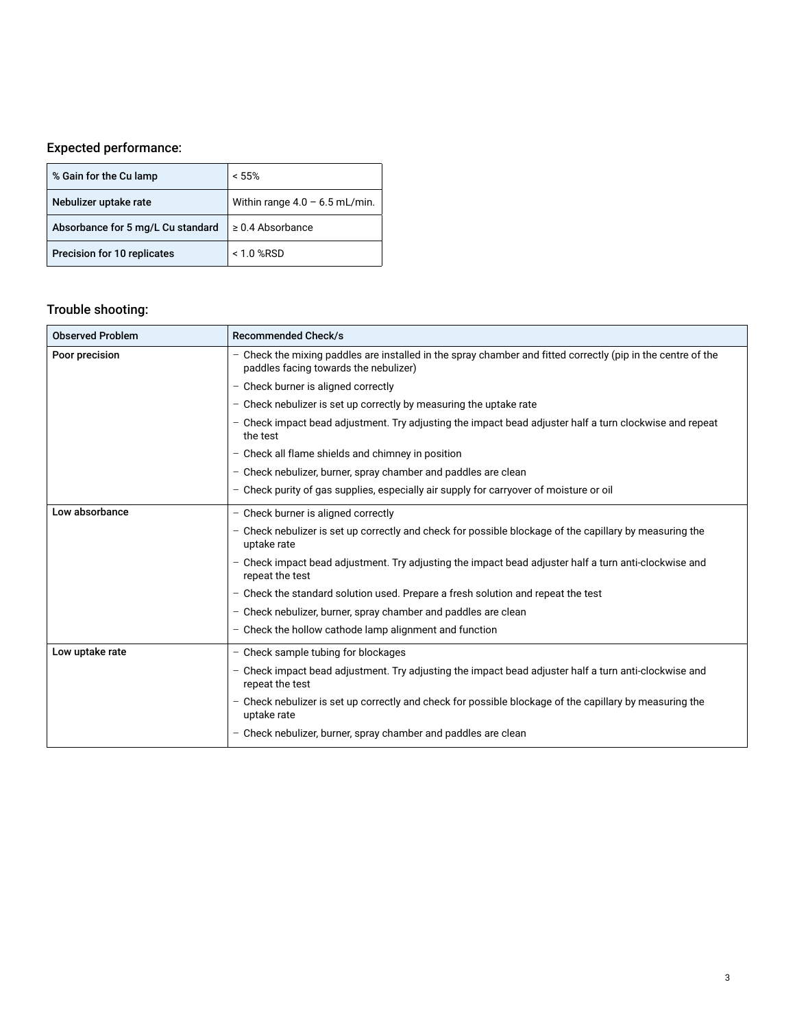## Expected performance:

| % Gain for the Cu lamp | < 55% |
|---|---|
| Nebulizer uptake rate | Within range 4.0 – 6.5 mL/min. |
| Absorbance for 5 mg/L Cu standard | ≥ 0.4 Absorbance |
| Precision for 10 replicates | < 1.0 %RSD |

## Trouble shooting:

| Observed Problem | Recommended Check/s |
|---|---|
| Poor precision | – Check the mixing paddles are installed in the spray chamber and fitted correctly (pip in the centre of the paddles facing towards the nebulizer)<br>– Check burner is aligned correctly<br>– Check nebulizer is set up correctly by measuring the uptake rate<br>– Check impact bead adjustment. Try adjusting the impact bead adjuster half a turn clockwise and repeat the test<br>– Check all flame shields and chimney in position<br>– Check nebulizer, burner, spray chamber and paddles are clean<br>– Check purity of gas supplies, especially air supply for carryover of moisture or oil |
| Low absorbance | – Check burner is aligned correctly<br>– Check nebulizer is set up correctly and check for possible blockage of the capillary by measuring the uptake rate<br>– Check impact bead adjustment. Try adjusting the impact bead adjuster half a turn anti-clockwise and repeat the test<br>– Check the standard solution used. Prepare a fresh solution and repeat the test<br>– Check nebulizer, burner, spray chamber and paddles are clean<br>– Check the hollow cathode lamp alignment and function |
| Low uptake rate | – Check sample tubing for blockages<br>– Check impact bead adjustment. Try adjusting the impact bead adjuster half a turn anti-clockwise and repeat the test<br>– Check nebulizer is set up correctly and check for possible blockage of the capillary by measuring the uptake rate<br>– Check nebulizer, burner, spray chamber and paddles are clean |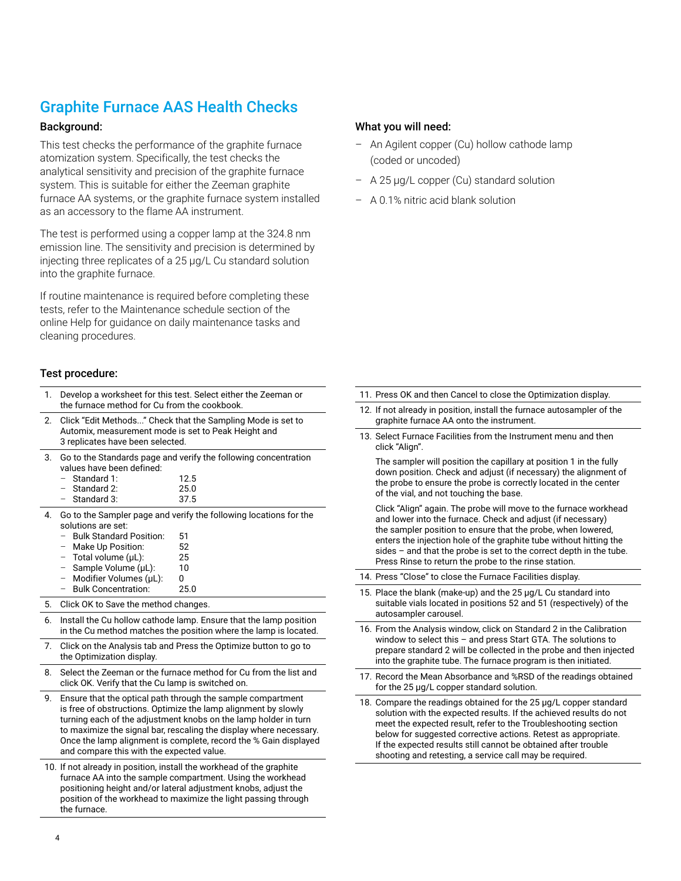## Graphite Furnace AAS Health Checks

### Background:

This test checks the performance of the graphite furnace atomization system. Specifically, the test checks the analytical sensitivity and precision of the graphite furnace system. This is suitable for either the Zeeman graphite furnace AA systems, or the graphite furnace system installed as an accessory to the flame AA instrument.

The test is performed using a copper lamp at the 324.8 nm emission line. The sensitivity and precision is determined by injecting three replicates of a 25 µg/L Cu standard solution into the graphite furnace.

If routine maintenance is required before completing these tests, refer to the Maintenance schedule section of the online Help for guidance on daily maintenance tasks and cleaning procedures.

### What you will need:

- An Agilent copper (Cu) hollow cathode lamp (coded or uncoded)
- A 25 µg/L copper (Cu) standard solution
- A 0.1% nitric acid blank solution

### Test procedure:

1. Develop a worksheet for this test. Select either the Zeeman or the furnace method for Cu from the cookbook.
2. Click "Edit Methods..." Check that the Sampling Mode is set to Automix, measurement mode is set to Peak Height and 3 replicates have been selected.
3. Go to the Standards page and verify the following concentration values have been defined:
   - Standard 1: 12.5
   - Standard 2: 25.0
   - Standard 3: 37.5
4. Go to the Sampler page and verify the following locations for the solutions are set:
   - Bulk Standard Position: 51
   - Make Up Position: 52
   - Total volume (µL): 25
   - Sample Volume (µL): 10
   - Modifier Volumes (µL): 0
   - Bulk Concentration: 25.0
5. Click OK to Save the method changes.
6. Install the Cu hollow cathode lamp. Ensure that the lamp position in the Cu method matches the position where the lamp is located.
7. Click on the Analysis tab and Press the Optimize button to go to the Optimization display.
8. Select the Zeeman or the furnace method for Cu from the list and click OK. Verify that the Cu lamp is switched on.
9. Ensure that the optical path through the sample compartment is free of obstructions. Optimize the lamp alignment by slowly turning each of the adjustment knobs on the lamp holder in turn to maximize the signal bar, rescaling the display where necessary. Once the lamp alignment is complete, record the % Gain displayed and compare this with the expected value.
10. If not already in position, install the workhead of the graphite furnace AA into the sample compartment. Using the workhead positioning height and/or lateral adjustment knobs, adjust the position of the workhead to maximize the light passing through the furnace.
11. Press OK and then Cancel to close the Optimization display.
12. If not already in position, install the furnace autosampler of the graphite furnace AA onto the instrument.
13. Select Furnace Facilities from the Instrument menu and then click "Align".

    The sampler will position the capillary at position 1 in the fully down position. Check and adjust (if necessary) the alignment of the probe to ensure the probe is correctly located in the center of the vial, and not touching the base.

    Click "Align" again. The probe will move to the furnace workhead and lower into the furnace. Check and adjust (if necessary) the sampler position to ensure that the probe, when lowered, enters the injection hole of the graphite tube without hitting the sides – and that the probe is set to the correct depth in the tube. Press Rinse to return the probe to the rinse station.
14. Press "Close" to close the Furnace Facilities display.
15. Place the blank (make-up) and the 25 µg/L Cu standard into suitable vials located in positions 52 and 51 (respectively) of the autosampler carousel.
16. From the Analysis window, click on Standard 2 in the Calibration window to select this – and press Start GTA. The solutions to prepare standard 2 will be collected in the probe and then injected into the graphite tube. The furnace program is then initiated.
17. Record the Mean Absorbance and %RSD of the readings obtained for the 25 µg/L copper standard solution.
18. Compare the readings obtained for the 25 µg/L copper standard solution with the expected results. If the achieved results do not meet the expected result, refer to the Troubleshooting section below for suggested corrective actions. Retest as appropriate. If the expected results still cannot be obtained after trouble shooting and retesting, a service call may be required.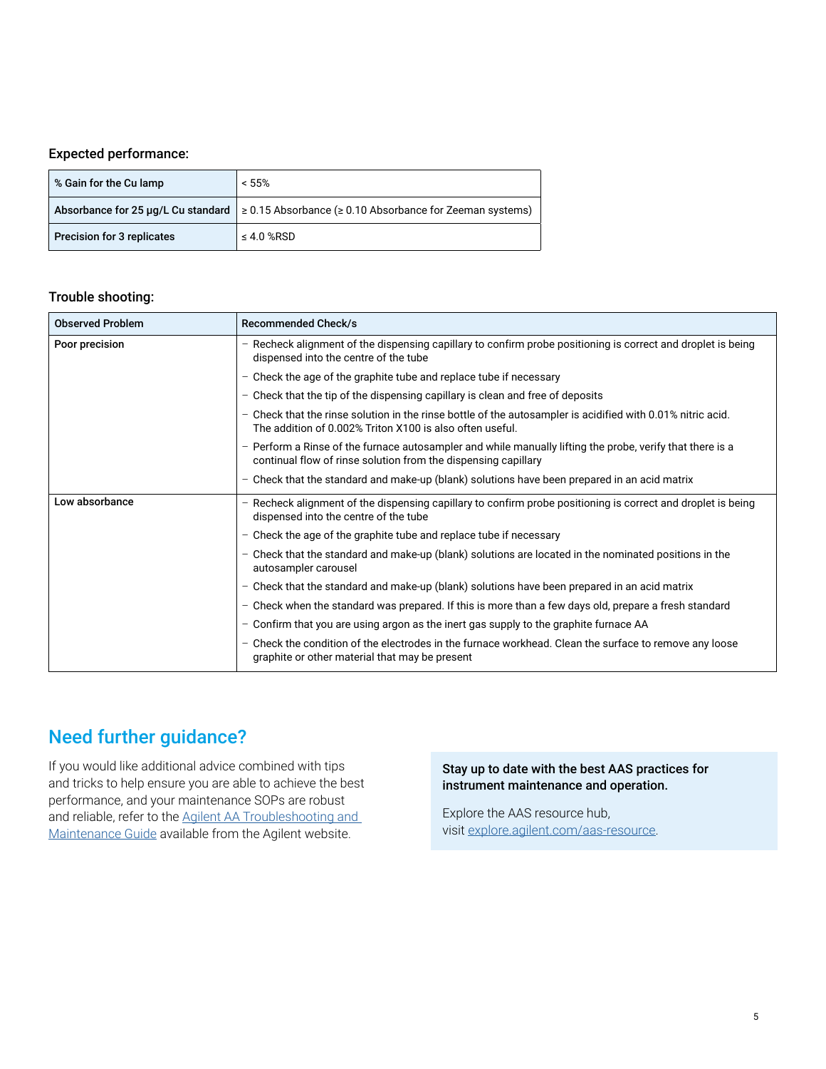### Expected performance:

| % Gain for the Cu lamp | < 55% |
|---|---|
| Absorbance for 25 µg/L Cu standard | ≥ 0.15 Absorbance (≥ 0.10 Absorbance for Zeeman systems) |
| Precision for 3 replicates | ≤ 4.0 %RSD |

### Trouble shooting:

| Observed Problem | Recommended Check/s |
|---|---|
| Poor precision | – Recheck alignment of the dispensing capillary to confirm probe positioning is correct and droplet is being dispensed into the centre of the tube<br>– Check the age of the graphite tube and replace tube if necessary<br>– Check that the tip of the dispensing capillary is clean and free of deposits<br>– Check that the rinse solution in the rinse bottle of the autosampler is acidified with 0.01% nitric acid. The addition of 0.002% Triton X100 is also often useful.<br>– Perform a Rinse of the furnace autosampler and while manually lifting the probe, verify that there is a continual flow of rinse solution from the dispensing capillary<br>– Check that the standard and make-up (blank) solutions have been prepared in an acid matrix |
| Low absorbance | – Recheck alignment of the dispensing capillary to confirm probe positioning is correct and droplet is being dispensed into the centre of the tube<br>– Check the age of the graphite tube and replace tube if necessary<br>– Check that the standard and make-up (blank) solutions are located in the nominated positions in the autosampler carousel<br>– Check that the standard and make-up (blank) solutions have been prepared in an acid matrix<br>– Check when the standard was prepared. If this is more than a few days old, prepare a fresh standard<br>– Confirm that you are using argon as the inert gas supply to the graphite furnace AA<br>– Check the condition of the electrodes in the furnace workhead. Clean the surface to remove any loose graphite or other material that may be present |

## Need further guidance?

If you would like additional advice combined with tips and tricks to help ensure you are able to achieve the best performance, and your maintenance SOPs are robust and reliable, refer to the Agilent AA Troubleshooting and Maintenance Guide available from the Agilent website.

**Stay up to date with the best AAS practices for instrument maintenance and operation.**

Explore the AAS resource hub, visit explore.agilent.com/aas-resource.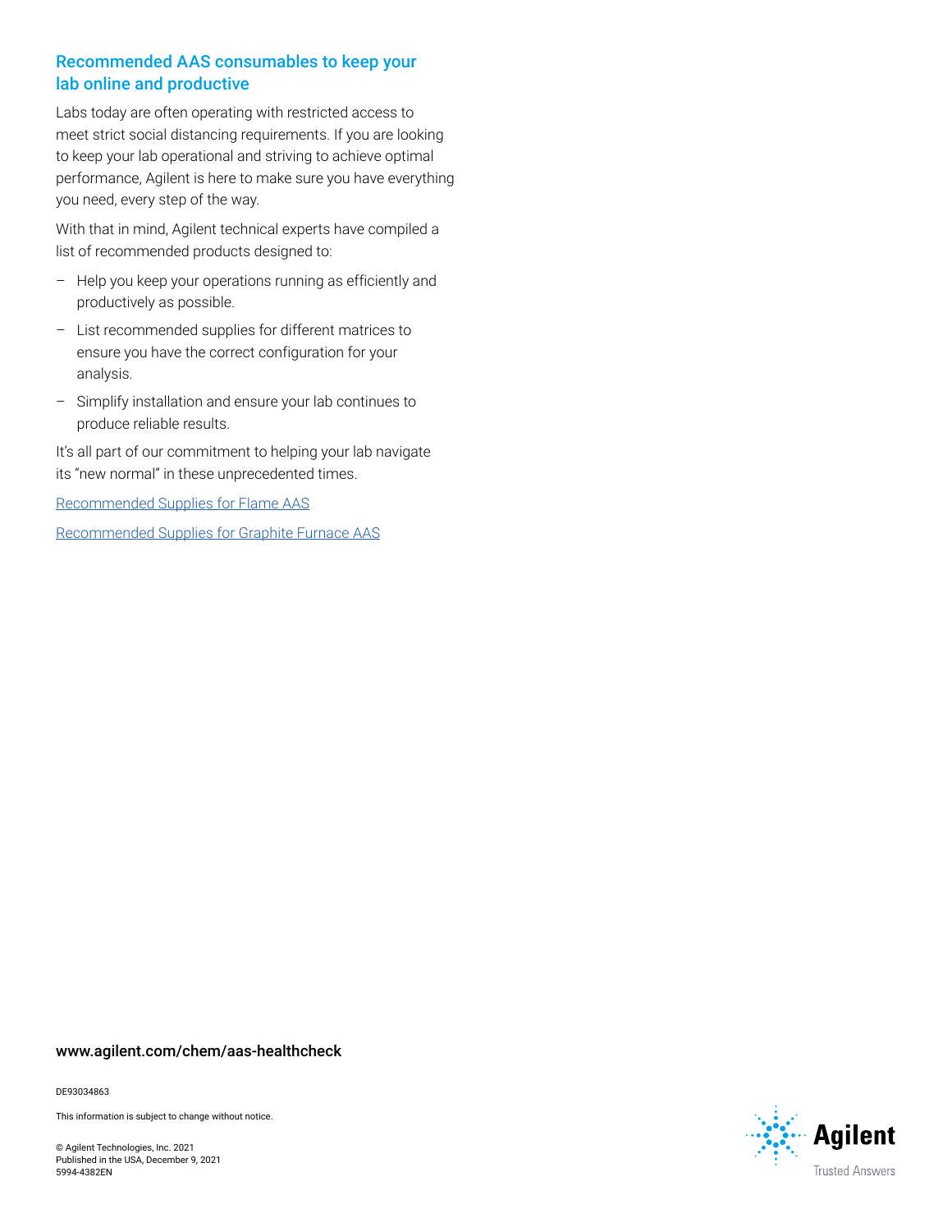## Recommended AAS consumables to keep your lab online and productive

Labs today are often operating with restricted access to meet strict social distancing requirements. If you are looking to keep your lab operational and striving to achieve optimal performance, Agilent is here to make sure you have everything you need, every step of the way.

With that in mind, Agilent technical experts have compiled a list of recommended products designed to:

- Help you keep your operations running as efficiently and productively as possible.
- List recommended supplies for different matrices to ensure you have the correct configuration for your analysis.
- Simplify installation and ensure your lab continues to produce reliable results.

It's all part of our commitment to helping your lab navigate its "new normal" in these unprecedented times.

Recommended Supplies for Flame AAS

Recommended Supplies for Graphite Furnace AAS

**www.agilent.com/chem/aas-healthcheck**

DE93034863

This information is subject to change without notice.

© Agilent Technologies, Inc. 2021
Published in the USA, December 9, 2021
5994-4382EN

Agilent
Trusted Answers